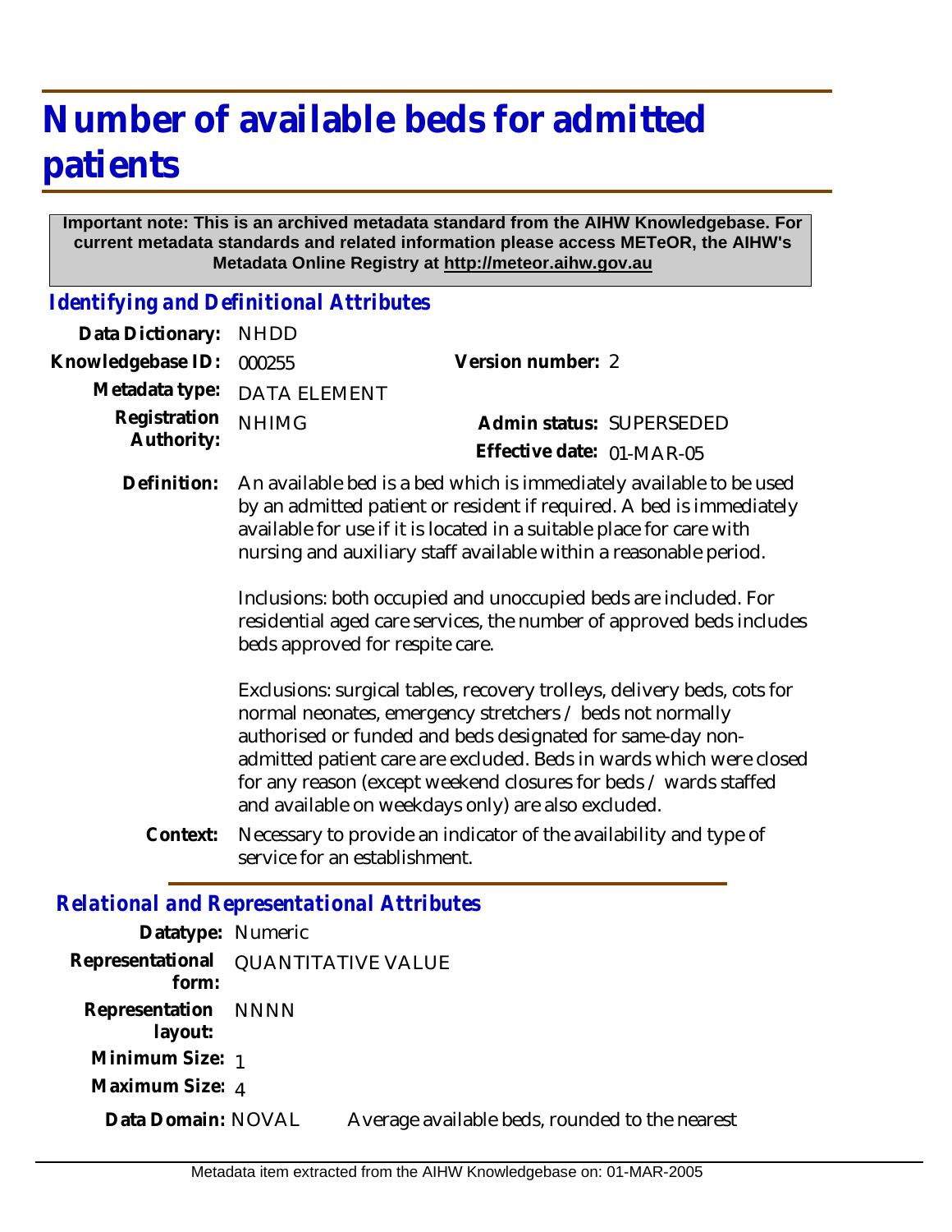# Number of available beds for admitted patients

**Important note: This is an archived metadata standard from the AIHW Knowledgebase. For current metadata standards and related information please access METeOR, the AIHW's Metadata Online Registry at http://meteor.aihw.gov.au**

## *Identifying and Definitional Attributes*

| | | | |
|---|---|---|---|
| **Data Dictionary:** | NHDD | | |
| **Knowledgebase ID:** | 000255 | **Version number:** | 2 |
| **Metadata type:** | DATA ELEMENT | | |
| **Registration Authority:** | NHIMG | **Admin status:** | SUPERSEDED |
| | | **Effective date:** | 01-MAR-05 |

**Definition:** An available bed is a bed which is immediately available to be used by an admitted patient or resident if required. A bed is immediately available for use if it is located in a suitable place for care with nursing and auxiliary staff available within a reasonable period.

Inclusions: both occupied and unoccupied beds are included. For residential aged care services, the number of approved beds includes beds approved for respite care.

Exclusions: surgical tables, recovery trolleys, delivery beds, cots for normal neonates, emergency stretchers / beds not normally authorised or funded and beds designated for same-day non-admitted patient care are excluded. Beds in wards which were closed for any reason (except weekend closures for beds / wards staffed and available on weekdays only) are also excluded.

**Context:** Necessary to provide an indicator of the availability and type of service for an establishment.

## *Relational and Representational Attributes*

**Datatype:** Numeric

**Representational form:** QUANTITATIVE VALUE

**Representation layout:** NNNN

**Minimum Size:** 1

**Maximum Size:** 4

**Data Domain:** NOVAL Average available beds, rounded to the nearest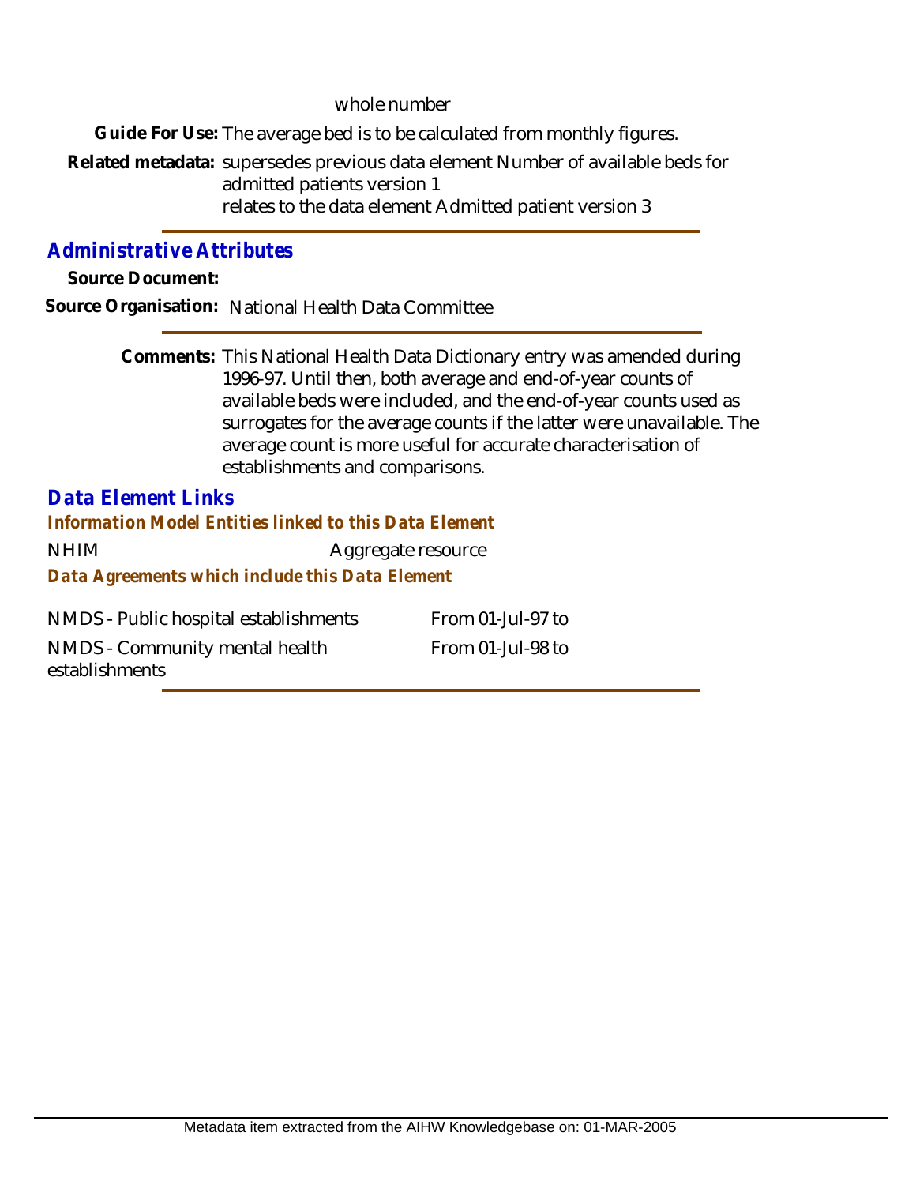whole number

**Guide For Use:** The average bed is to be calculated from monthly figures.

**Related metadata:** supersedes previous data element Number of available beds for admitted patients version 1
relates to the data element Admitted patient version 3

## Administrative Attributes

**Source Document:**

**Source Organisation:** National Health Data Committee

**Comments:** This National Health Data Dictionary entry was amended during 1996-97. Until then, both average and end-of-year counts of available beds were included, and the end-of-year counts used as surrogates for the average counts if the latter were unavailable. The average count is more useful for accurate characterisation of establishments and comparisons.

## Data Element Links

### Information Model Entities linked to this Data Element

| | |
|---|---|
| NHIM | Aggregate resource |

### Data Agreements which include this Data Element

| | |
|---|---|
| NMDS - Public hospital establishments | From 01-Jul-97 to |
| NMDS - Community mental health establishments | From 01-Jul-98 to |

Metadata item extracted from the AIHW Knowledgebase on: 01-MAR-2005